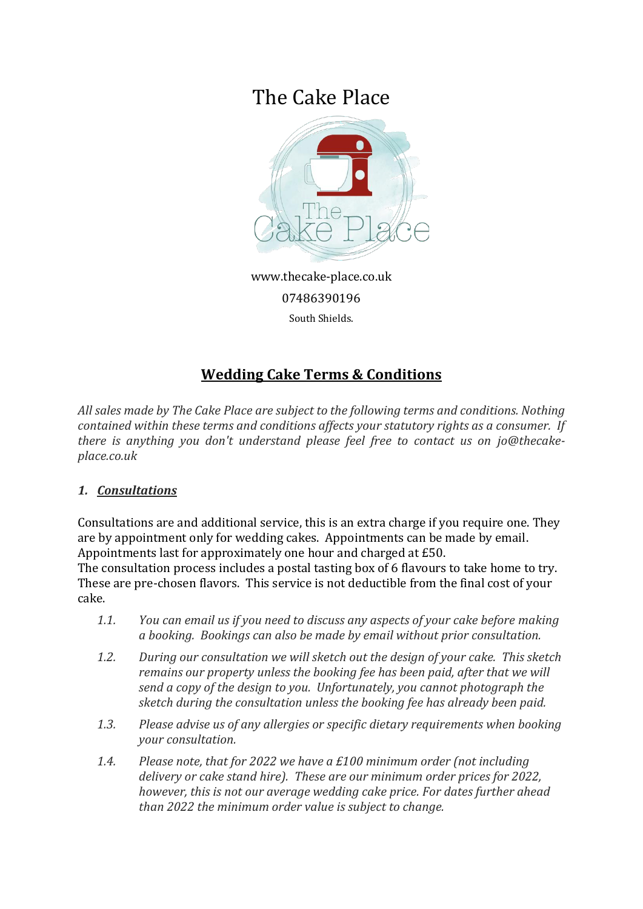# The Cake Place

www.thecake-place.co.uk

07486390196

South Shields.

## Wedding Cake Terms & Conditions

*All sales made by The Cake Place are subject to the following terms and conditions. Nothing contained within these terms and conditions affects your statutory rights as a consumer. If there is anything you don't understand please feel free to contact us on jo@thecake-place.co.uk*

### 1. Consultations

Consultations are and additional service, this is an extra charge if you require one. They are by appointment only for wedding cakes. Appointments can be made by email. Appointments last for approximately one hour and charged at £50.
The consultation process includes a postal tasting box of 6 flavours to take home to try. These are pre-chosen flavors. This service is not deductible from the final cost of your cake.

1.1. *You can email us if you need to discuss any aspects of your cake before making a booking. Bookings can also be made by email without prior consultation.*

1.2. *During our consultation we will sketch out the design of your cake. This sketch remains our property unless the booking fee has been paid, after that we will send a copy of the design to you. Unfortunately, you cannot photograph the sketch during the consultation unless the booking fee has already been paid.*

1.3. *Please advise us of any allergies or specific dietary requirements when booking your consultation.*

1.4. *Please note, that for 2022 we have a £100 minimum order (not including delivery or cake stand hire). These are our minimum order prices for 2022, however, this is not our average wedding cake price. For dates further ahead than 2022 the minimum order value is subject to change.*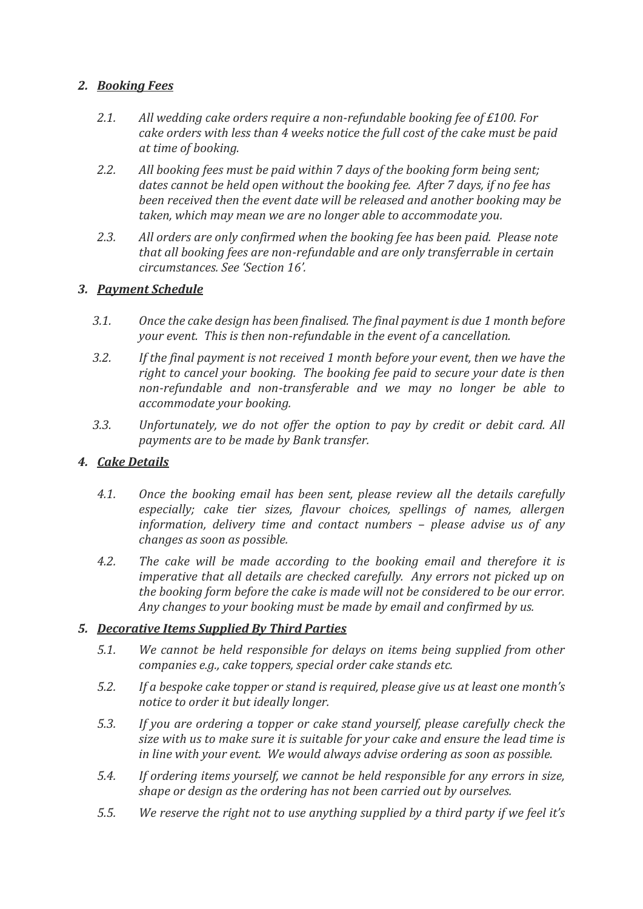## 2. ***Booking Fees***

*2.1. All wedding cake orders require a non-refundable booking fee of £100. For cake orders with less than 4 weeks notice the full cost of the cake must be paid at time of booking.*

*2.2. All booking fees must be paid within 7 days of the booking form being sent; dates cannot be held open without the booking fee. After 7 days, if no fee has been received then the event date will be released and another booking may be taken, which may mean we are no longer able to accommodate you.*

*2.3. All orders are only confirmed when the booking fee has been paid. Please note that all booking fees are non-refundable and are only transferrable in certain circumstances. See 'Section 16'.*

## 3. ***Payment Schedule***

*3.1. Once the cake design has been finalised. The final payment is due 1 month before your event. This is then non-refundable in the event of a cancellation.*

*3.2. If the final payment is not received 1 month before your event, then we have the right to cancel your booking. The booking fee paid to secure your date is then non-refundable and non-transferable and we may no longer be able to accommodate your booking.*

*3.3. Unfortunately, we do not offer the option to pay by credit or debit card. All payments are to be made by Bank transfer.*

## 4. ***Cake Details***

*4.1. Once the booking email has been sent, please review all the details carefully especially; cake tier sizes, flavour choices, spellings of names, allergen information, delivery time and contact numbers – please advise us of any changes as soon as possible.*

*4.2. The cake will be made according to the booking email and therefore it is imperative that all details are checked carefully. Any errors not picked up on the booking form before the cake is made will not be considered to be our error. Any changes to your booking must be made by email and confirmed by us.*

## 5. ***Decorative Items Supplied By Third Parties***

*5.1. We cannot be held responsible for delays on items being supplied from other companies e.g., cake toppers, special order cake stands etc.*

*5.2. If a bespoke cake topper or stand is required, please give us at least one month's notice to order it but ideally longer.*

*5.3. If you are ordering a topper or cake stand yourself, please carefully check the size with us to make sure it is suitable for your cake and ensure the lead time is in line with your event. We would always advise ordering as soon as possible.*

*5.4. If ordering items yourself, we cannot be held responsible for any errors in size, shape or design as the ordering has not been carried out by ourselves.*

*5.5. We reserve the right not to use anything supplied by a third party if we feel it's*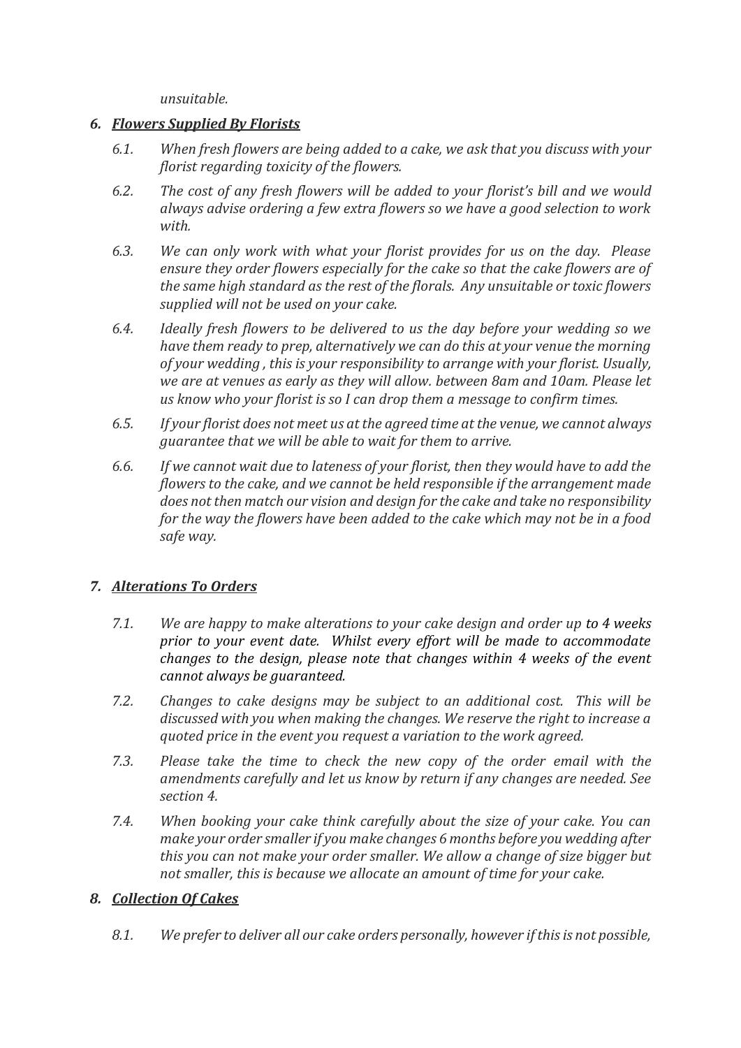*unsuitable.*

## *6. Flowers Supplied By Florists*

*6.1. When fresh flowers are being added to a cake, we ask that you discuss with your florist regarding toxicity of the flowers.*

*6.2. The cost of any fresh flowers will be added to your florist's bill and we would always advise ordering a few extra flowers so we have a good selection to work with.*

*6.3. We can only work with what your florist provides for us on the day. Please ensure they order flowers especially for the cake so that the cake flowers are of the same high standard as the rest of the florals. Any unsuitable or toxic flowers supplied will not be used on your cake.*

*6.4. Ideally fresh flowers to be delivered to us the day before your wedding so we have them ready to prep, alternatively we can do this at your venue the morning of your wedding , this is your responsibility to arrange with your florist. Usually, we are at venues as early as they will allow. between 8am and 10am. Please let us know who your florist is so I can drop them a message to confirm times.*

*6.5. If your florist does not meet us at the agreed time at the venue, we cannot always guarantee that we will be able to wait for them to arrive.*

*6.6. If we cannot wait due to lateness of your florist, then they would have to add the flowers to the cake, and we cannot be held responsible if the arrangement made does not then match our vision and design for the cake and take no responsibility for the way the flowers have been added to the cake which may not be in a food safe way.*

## *7. Alterations To Orders*

*7.1. We are happy to make alterations to your cake design and order up to 4 weeks prior to your event date. Whilst every effort will be made to accommodate changes to the design, please note that changes within 4 weeks of the event cannot always be guaranteed.*

*7.2. Changes to cake designs may be subject to an additional cost. This will be discussed with you when making the changes. We reserve the right to increase a quoted price in the event you request a variation to the work agreed.*

*7.3. Please take the time to check the new copy of the order email with the amendments carefully and let us know by return if any changes are needed. See section 4.*

*7.4. When booking your cake think carefully about the size of your cake. You can make your order smaller if you make changes 6 months before you wedding after this you can not make your order smaller. We allow a change of size bigger but not smaller, this is because we allocate an amount of time for your cake.*

## *8. Collection Of Cakes*

*8.1. We prefer to deliver all our cake orders personally, however if this is not possible,*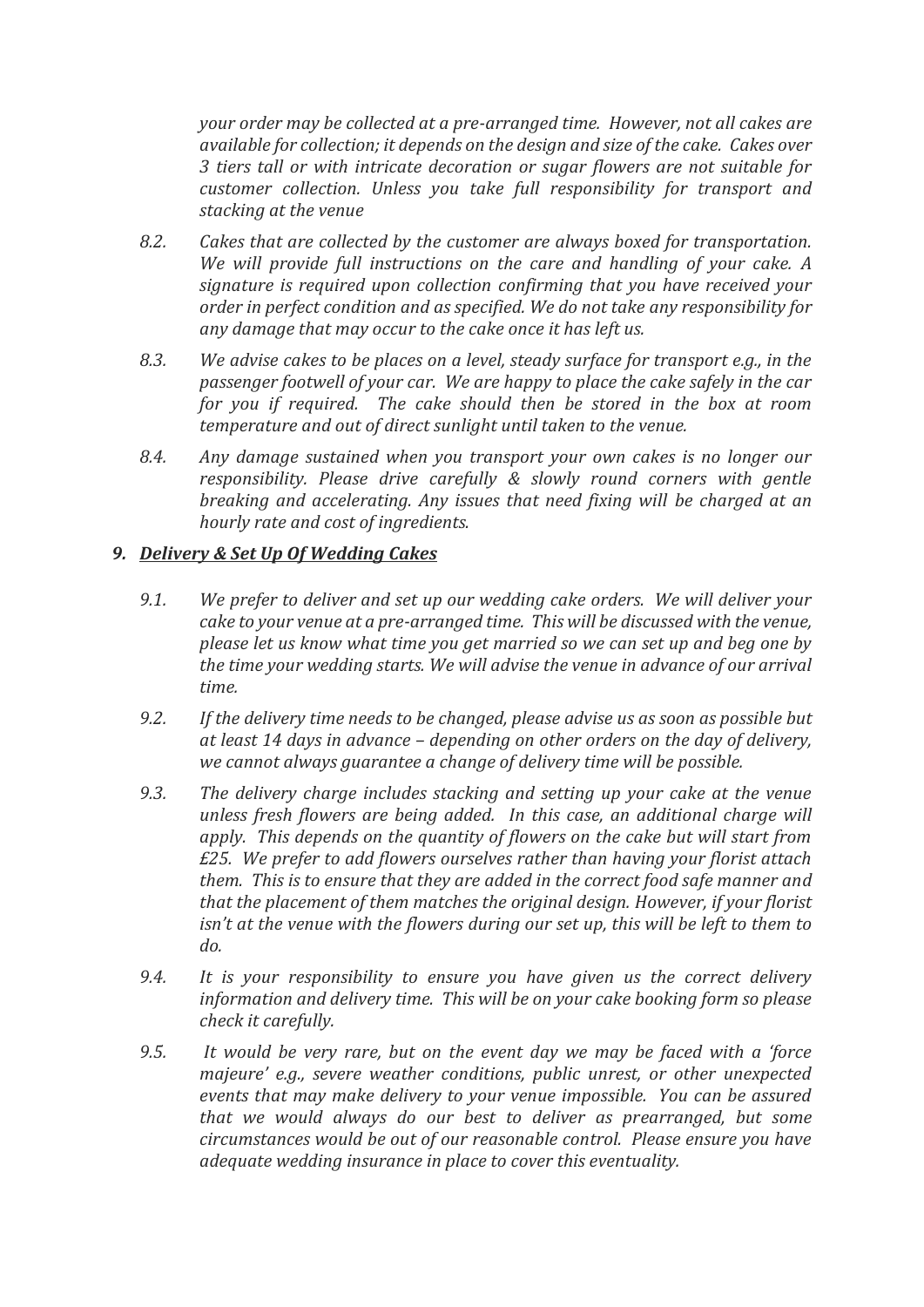*your order may be collected at a pre-arranged time. However, not all cakes are available for collection; it depends on the design and size of the cake. Cakes over 3 tiers tall or with intricate decoration or sugar flowers are not suitable for customer collection. Unless you take full responsibility for transport and stacking at the venue*

*8.2.* *Cakes that are collected by the customer are always boxed for transportation. We will provide full instructions on the care and handling of your cake. A signature is required upon collection confirming that you have received your order in perfect condition and as specified. We do not take any responsibility for any damage that may occur to the cake once it has left us.*

*8.3.* *We advise cakes to be places on a level, steady surface for transport e.g., in the passenger footwell of your car. We are happy to place the cake safely in the car for you if required. The cake should then be stored in the box at room temperature and out of direct sunlight until taken to the venue.*

*8.4.* *Any damage sustained when you transport your own cakes is no longer our responsibility. Please drive carefully & slowly round corners with gentle breaking and accelerating. Any issues that need fixing will be charged at an hourly rate and cost of ingredients.*

## *9. Delivery & Set Up Of Wedding Cakes*

*9.1.* *We prefer to deliver and set up our wedding cake orders. We will deliver your cake to your venue at a pre-arranged time. This will be discussed with the venue, please let us know what time you get married so we can set up and beg one by the time your wedding starts. We will advise the venue in advance of our arrival time.*

*9.2.* *If the delivery time needs to be changed, please advise us as soon as possible but at least 14 days in advance – depending on other orders on the day of delivery, we cannot always guarantee a change of delivery time will be possible.*

*9.3.* *The delivery charge includes stacking and setting up your cake at the venue unless fresh flowers are being added. In this case, an additional charge will apply. This depends on the quantity of flowers on the cake but will start from £25. We prefer to add flowers ourselves rather than having your florist attach them. This is to ensure that they are added in the correct food safe manner and that the placement of them matches the original design. However, if your florist isn't at the venue with the flowers during our set up, this will be left to them to do.*

*9.4.* *It is your responsibility to ensure you have given us the correct delivery information and delivery time. This will be on your cake booking form so please check it carefully.*

*9.5.* *It would be very rare, but on the event day we may be faced with a 'force majeure' e.g., severe weather conditions, public unrest, or other unexpected events that may make delivery to your venue impossible. You can be assured that we would always do our best to deliver as prearranged, but some circumstances would be out of our reasonable control. Please ensure you have adequate wedding insurance in place to cover this eventuality.*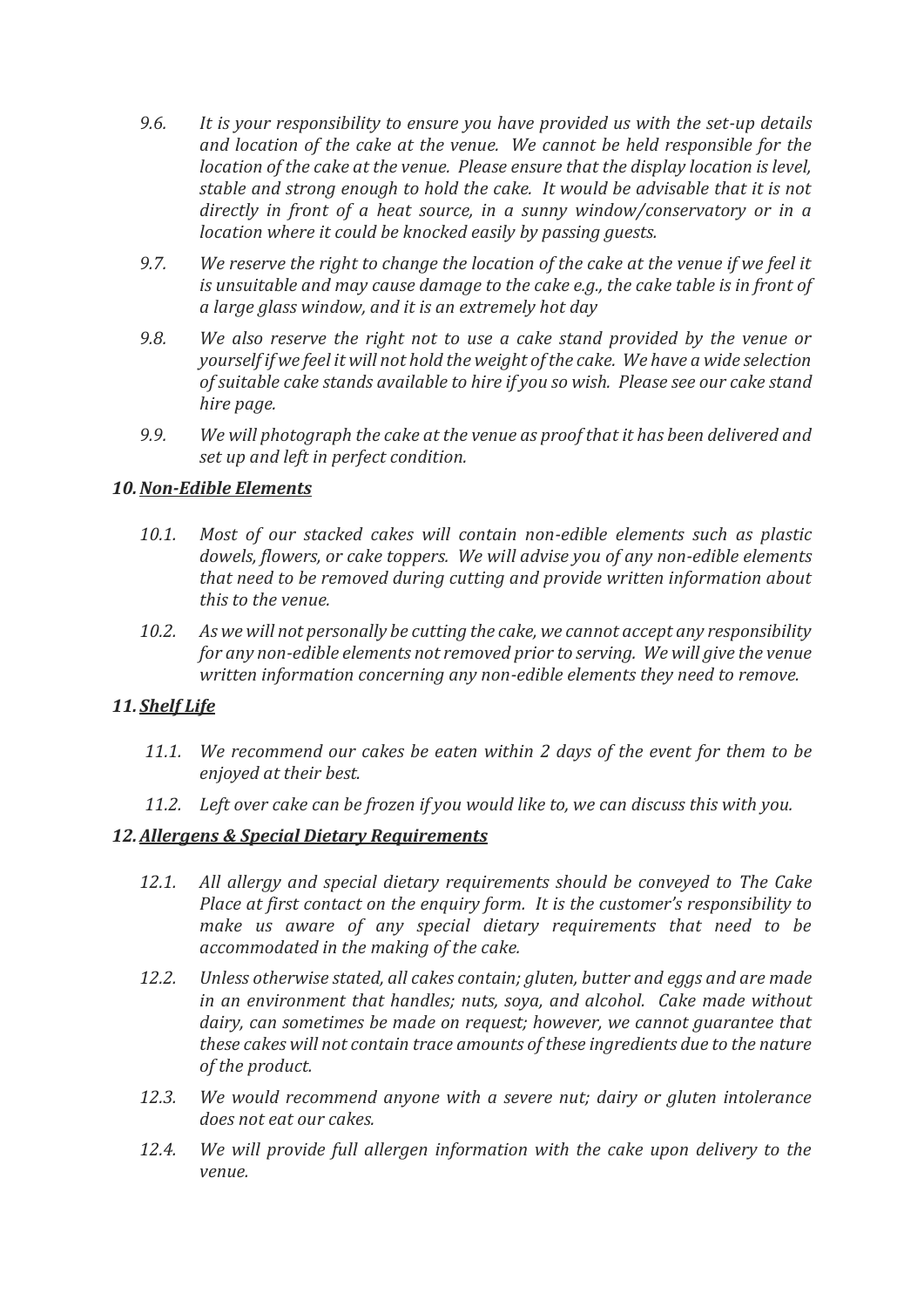*9.6. It is your responsibility to ensure you have provided us with the set-up details and location of the cake at the venue. We cannot be held responsible for the location of the cake at the venue. Please ensure that the display location is level, stable and strong enough to hold the cake. It would be advisable that it is not directly in front of a heat source, in a sunny window/conservatory or in a location where it could be knocked easily by passing guests.*

*9.7. We reserve the right to change the location of the cake at the venue if we feel it is unsuitable and may cause damage to the cake e.g., the cake table is in front of a large glass window, and it is an extremely hot day*

*9.8. We also reserve the right not to use a cake stand provided by the venue or yourself if we feel it will not hold the weight of the cake. We have a wide selection of suitable cake stands available to hire if you so wish. Please see our cake stand hire page.*

*9.9. We will photograph the cake at the venue as proof that it has been delivered and set up and left in perfect condition.*

## *10. Non-Edible Elements*

*10.1. Most of our stacked cakes will contain non-edible elements such as plastic dowels, flowers, or cake toppers. We will advise you of any non-edible elements that need to be removed during cutting and provide written information about this to the venue.*

*10.2. As we will not personally be cutting the cake, we cannot accept any responsibility for any non-edible elements not removed prior to serving. We will give the venue written information concerning any non-edible elements they need to remove.*

## *11. Shelf Life*

*11.1. We recommend our cakes be eaten within 2 days of the event for them to be enjoyed at their best.*

*11.2. Left over cake can be frozen if you would like to, we can discuss this with you.*

## *12. Allergens & Special Dietary Requirements*

*12.1. All allergy and special dietary requirements should be conveyed to The Cake Place at first contact on the enquiry form. It is the customer's responsibility to make us aware of any special dietary requirements that need to be accommodated in the making of the cake.*

*12.2. Unless otherwise stated, all cakes contain; gluten, butter and eggs and are made in an environment that handles; nuts, soya, and alcohol. Cake made without dairy, can sometimes be made on request; however, we cannot guarantee that these cakes will not contain trace amounts of these ingredients due to the nature of the product.*

*12.3. We would recommend anyone with a severe nut; dairy or gluten intolerance does not eat our cakes.*

*12.4. We will provide full allergen information with the cake upon delivery to the venue.*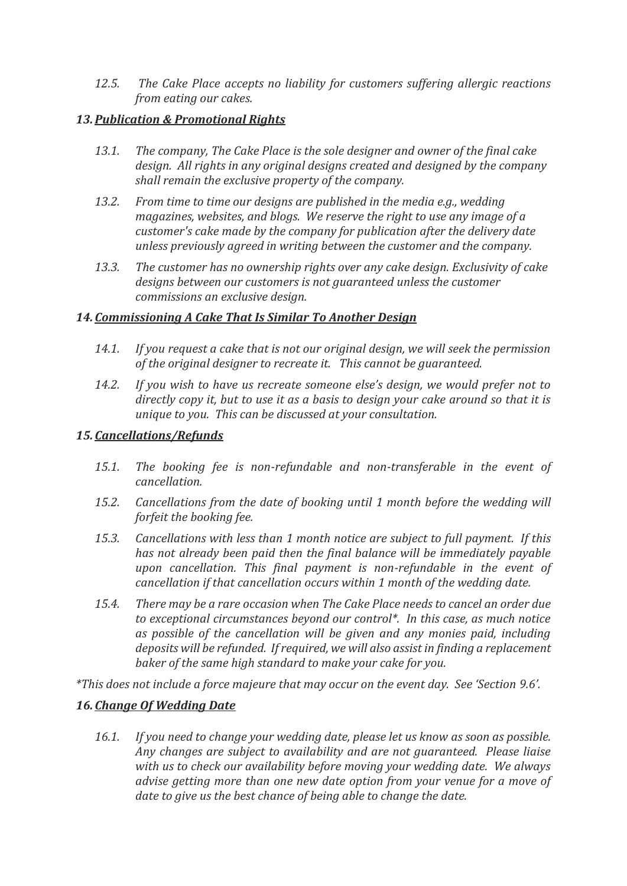*12.5. The Cake Place accepts no liability for customers suffering allergic reactions from eating our cakes.*

## *13. Publication & Promotional Rights*

*13.1. The company, The Cake Place is the sole designer and owner of the final cake design. All rights in any original designs created and designed by the company shall remain the exclusive property of the company.*

*13.2. From time to time our designs are published in the media e.g., wedding magazines, websites, and blogs. We reserve the right to use any image of a customer's cake made by the company for publication after the delivery date unless previously agreed in writing between the customer and the company.*

*13.3. The customer has no ownership rights over any cake design. Exclusivity of cake designs between our customers is not guaranteed unless the customer commissions an exclusive design.*

## *14. Commissioning A Cake That Is Similar To Another Design*

*14.1. If you request a cake that is not our original design, we will seek the permission of the original designer to recreate it. This cannot be guaranteed.*

*14.2. If you wish to have us recreate someone else's design, we would prefer not to directly copy it, but to use it as a basis to design your cake around so that it is unique to you. This can be discussed at your consultation.*

## *15. Cancellations/Refunds*

*15.1. The booking fee is non-refundable and non-transferable in the event of cancellation.*

*15.2. Cancellations from the date of booking until 1 month before the wedding will forfeit the booking fee.*

*15.3. Cancellations with less than 1 month notice are subject to full payment. If this has not already been paid then the final balance will be immediately payable upon cancellation. This final payment is non-refundable in the event of cancellation if that cancellation occurs within 1 month of the wedding date.*

*15.4. There may be a rare occasion when The Cake Place needs to cancel an order due to exceptional circumstances beyond our control*. In this case, as much notice as possible of the cancellation will be given and any monies paid, including deposits will be refunded. If required, we will also assist in finding a replacement baker of the same high standard to make your cake for you.*

**This does not include a force majeure that may occur on the event day. See 'Section 9.6'.*

## *16. Change Of Wedding Date*

*16.1. If you need to change your wedding date, please let us know as soon as possible. Any changes are subject to availability and are not guaranteed. Please liaise with us to check our availability before moving your wedding date. We always advise getting more than one new date option from your venue for a move of date to give us the best chance of being able to change the date.*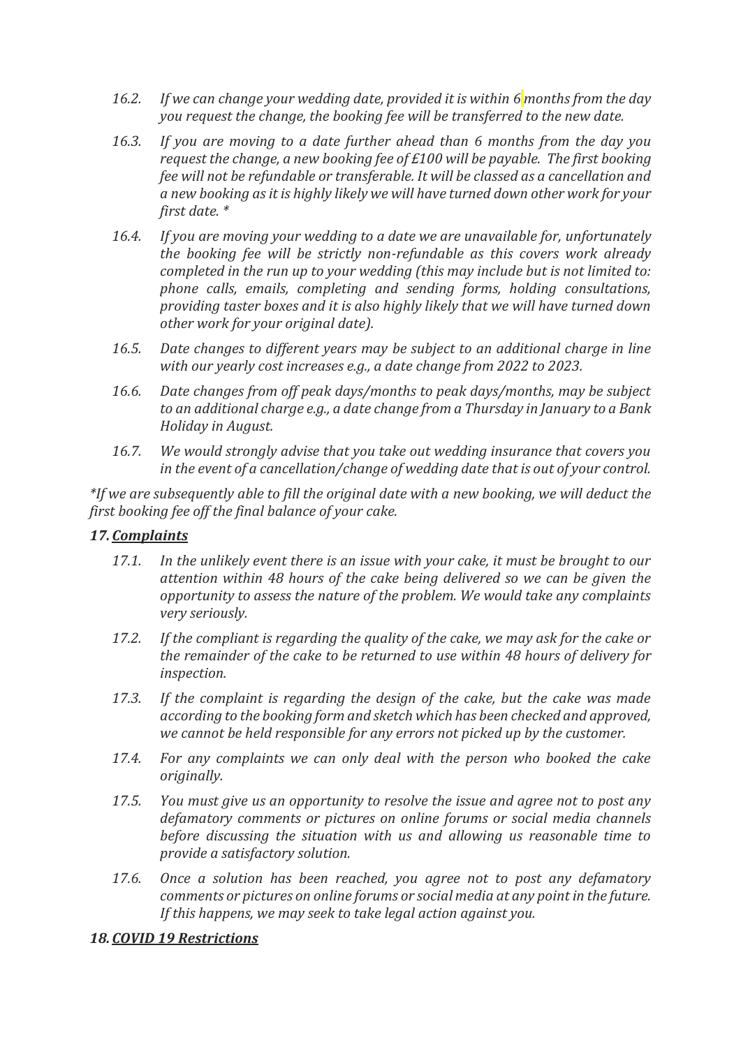16.2. *If we can change your wedding date, provided it is within 6 months from the day you request the change, the booking fee will be transferred to the new date.*

16.3. *If you are moving to a date further ahead than 6 months from the day you request the change, a new booking fee of £100 will be payable. The first booking fee will not be refundable or transferable. It will be classed as a cancellation and a new booking as it is highly likely we will have turned down other work for your first date. **

16.4. *If you are moving your wedding to a date we are unavailable for, unfortunately the booking fee will be strictly non-refundable as this covers work already completed in the run up to your wedding (this may include but is not limited to: phone calls, emails, completing and sending forms, holding consultations, providing taster boxes and it is also highly likely that we will have turned down other work for your original date).*

16.5. *Date changes to different years may be subject to an additional charge in line with our yearly cost increases e.g., a date change from 2022 to 2023.*

16.6. *Date changes from off peak days/months to peak days/months, may be subject to an additional charge e.g., a date change from a Thursday in January to a Bank Holiday in August.*

16.7. *We would strongly advise that you take out wedding insurance that covers you in the event of a cancellation/change of wedding date that is out of your control.*

**If we are subsequently able to fill the original date with a new booking, we will deduct the first booking fee off the final balance of your cake.*

## *17. __Complaints__*

17.1. *In the unlikely event there is an issue with your cake, it must be brought to our attention within 48 hours of the cake being delivered so we can be given the opportunity to assess the nature of the problem. We would take any complaints very seriously.*

17.2. *If the compliant is regarding the quality of the cake, we may ask for the cake or the remainder of the cake to be returned to use within 48 hours of delivery for inspection.*

17.3. *If the complaint is regarding the design of the cake, but the cake was made according to the booking form and sketch which has been checked and approved, we cannot be held responsible for any errors not picked up by the customer.*

17.4. *For any complaints we can only deal with the person who booked the cake originally.*

17.5. *You must give us an opportunity to resolve the issue and agree not to post any defamatory comments or pictures on online forums or social media channels before discussing the situation with us and allowing us reasonable time to provide a satisfactory solution.*

17.6. *Once a solution has been reached, you agree not to post any defamatory comments or pictures on online forums or social media at any point in the future. If this happens, we may seek to take legal action against you.*

## *18. __COVID 19 Restrictions__*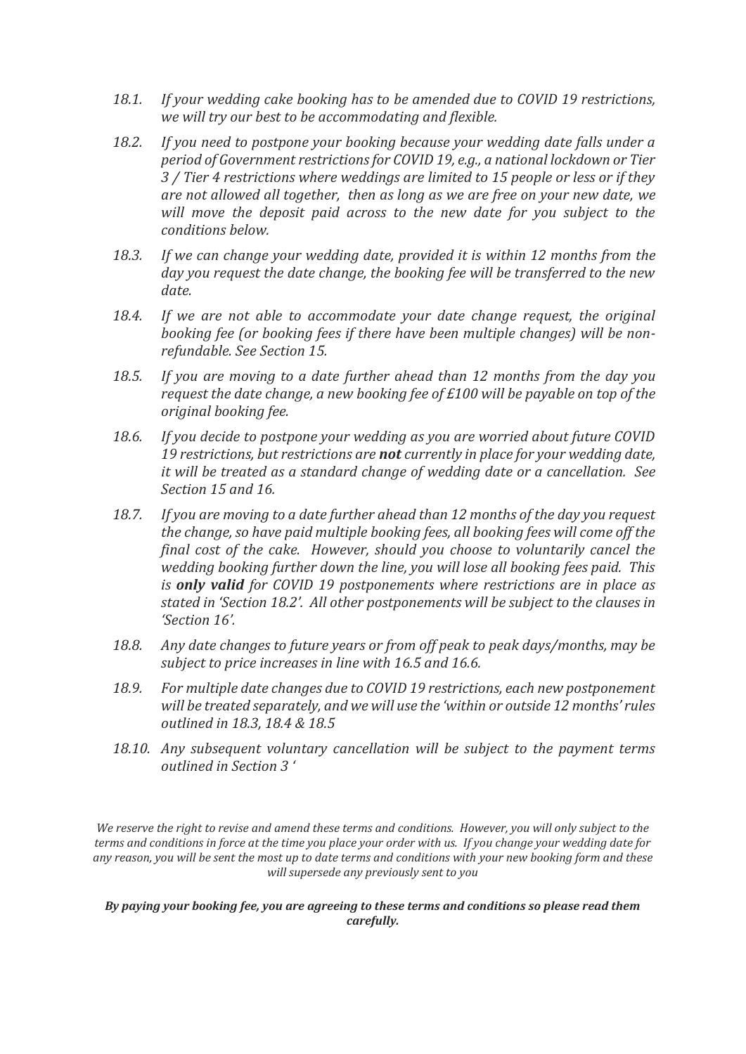*18.1. If your wedding cake booking has to be amended due to COVID 19 restrictions, we will try our best to be accommodating and flexible.*

*18.2. If you need to postpone your booking because your wedding date falls under a period of Government restrictions for COVID 19, e.g., a national lockdown or Tier 3 / Tier 4 restrictions where weddings are limited to 15 people or less or if they are not allowed all together, then as long as we are free on your new date, we will move the deposit paid across to the new date for you subject to the conditions below.*

*18.3. If we can change your wedding date, provided it is within 12 months from the day you request the date change, the booking fee will be transferred to the new date.*

*18.4. If we are not able to accommodate your date change request, the original booking fee (or booking fees if there have been multiple changes) will be non-refundable. See Section 15.*

*18.5. If you are moving to a date further ahead than 12 months from the day you request the date change, a new booking fee of £100 will be payable on top of the original booking fee.*

*18.6. If you decide to postpone your wedding as you are worried about future COVID 19 restrictions, but restrictions are **not** currently in place for your wedding date, it will be treated as a standard change of wedding date or a cancellation. See Section 15 and 16.*

*18.7. If you are moving to a date further ahead than 12 months of the day you request the change, so have paid multiple booking fees, all booking fees will come off the final cost of the cake. However, should you choose to voluntarily cancel the wedding booking further down the line, you will lose all booking fees paid. This is **only valid** for COVID 19 postponements where restrictions are in place as stated in 'Section 18.2'. All other postponements will be subject to the clauses in 'Section 16'.*

*18.8. Any date changes to future years or from off peak to peak days/months, may be subject to price increases in line with 16.5 and 16.6.*

*18.9. For multiple date changes due to COVID 19 restrictions, each new postponement will be treated separately, and we will use the 'within or outside 12 months' rules outlined in 18.3, 18.4 & 18.5*

*18.10. Any subsequent voluntary cancellation will be subject to the payment terms outlined in Section 3 '*

*We reserve the right to revise and amend these terms and conditions. However, you will only subject to the terms and conditions in force at the time you place your order with us. If you change your wedding date for any reason, you will be sent the most up to date terms and conditions with your new booking form and these will supersede any previously sent to you*

***By paying your booking fee, you are agreeing to these terms and conditions so please read them carefully.***